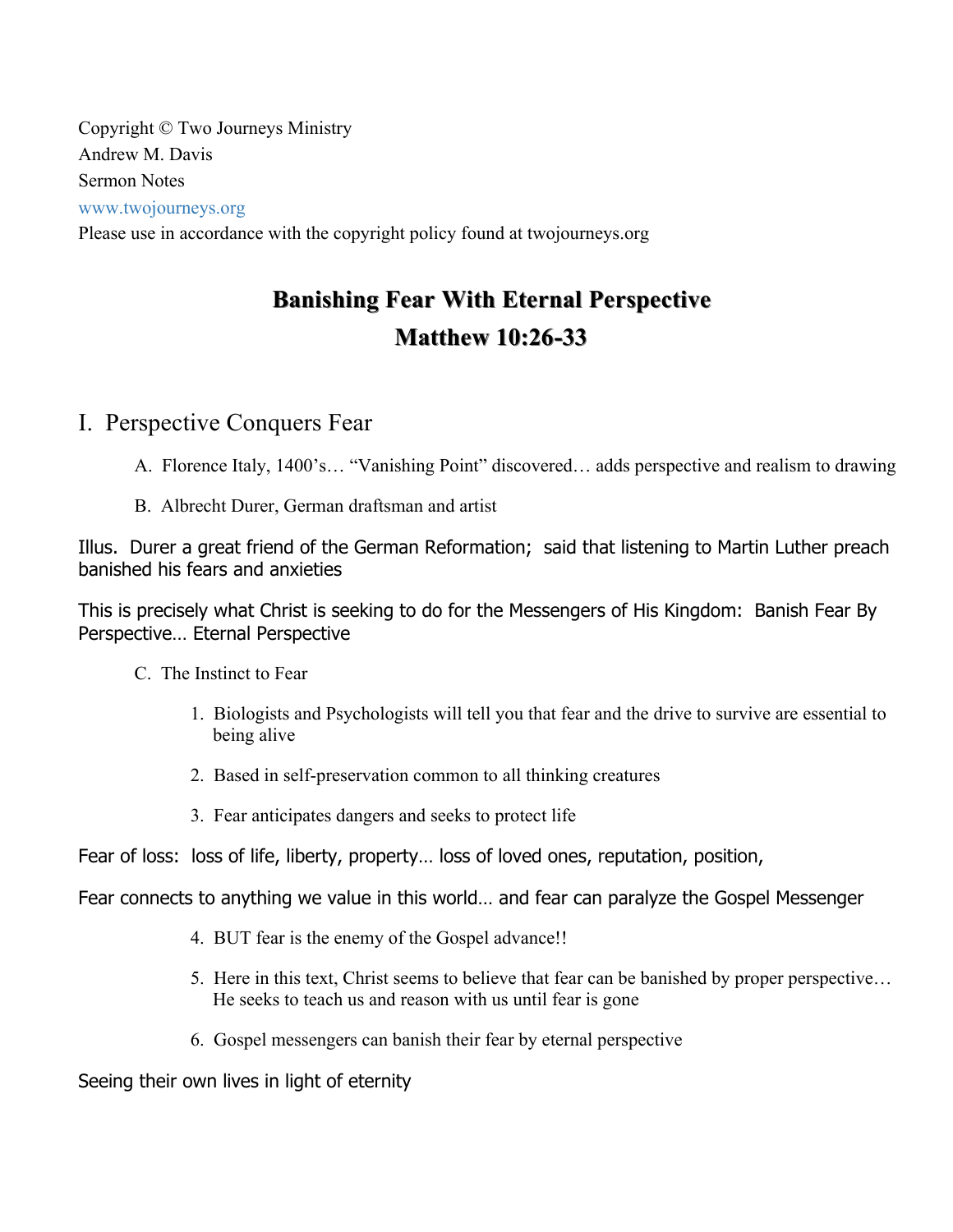Copyright © Two Journeys Ministry
Andrew M. Davis
Sermon Notes
www.twojourneys.org
Please use in accordance with the copyright policy found at twojourneys.org

# Banishing Fear With Eternal Perspective
# Matthew 10:26-33

## I. Perspective Conquers Fear

A. Florence Italy, 1400's… "Vanishing Point" discovered… adds perspective and realism to drawing

B. Albrecht Durer, German draftsman and artist

Illus. Durer a great friend of the German Reformation; said that listening to Martin Luther preach banished his fears and anxieties

This is precisely what Christ is seeking to do for the Messengers of His Kingdom: Banish Fear By Perspective… Eternal Perspective

C. The Instinct to Fear

1. Biologists and Psychologists will tell you that fear and the drive to survive are essential to being alive
2. Based in self-preservation common to all thinking creatures
3. Fear anticipates dangers and seeks to protect life

Fear of loss: loss of life, liberty, property… loss of loved ones, reputation, position,

Fear connects to anything we value in this world… and fear can paralyze the Gospel Messenger

4. BUT fear is the enemy of the Gospel advance!!
5. Here in this text, Christ seems to believe that fear can be banished by proper perspective… He seeks to teach us and reason with us until fear is gone
6. Gospel messengers can banish their fear by eternal perspective

Seeing their own lives in light of eternity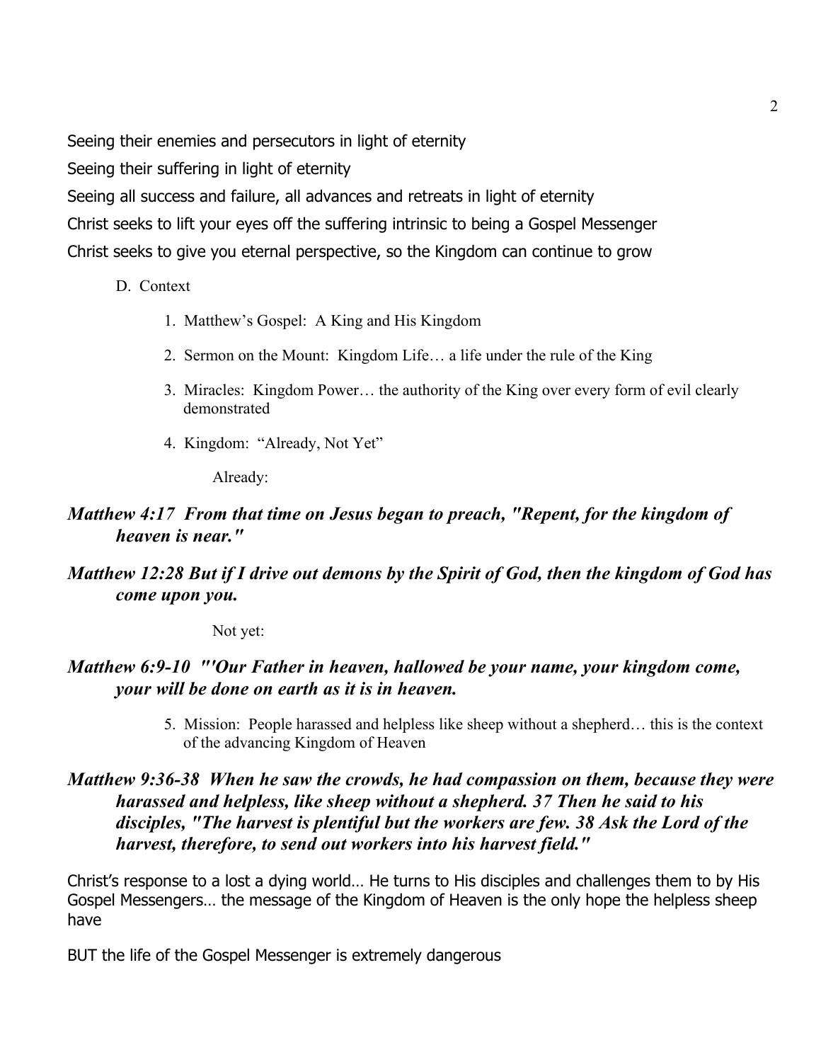Seeing their enemies and persecutors in light of eternity

Seeing their suffering in light of eternity

Seeing all success and failure, all advances and retreats in light of eternity

Christ seeks to lift your eyes off the suffering intrinsic to being a Gospel Messenger

Christ seeks to give you eternal perspective, so the Kingdom can continue to grow

D. Context

1. Matthew's Gospel: A King and His Kingdom
2. Sermon on the Mount: Kingdom Life… a life under the rule of the King
3. Miracles: Kingdom Power… the authority of the King over every form of evil clearly demonstrated
4. Kingdom: "Already, Not Yet"

Already:

***Matthew 4:17 From that time on Jesus began to preach, "Repent, for the kingdom of heaven is near."***

***Matthew 12:28 But if I drive out demons by the Spirit of God, then the kingdom of God has come upon you.***

Not yet:

***Matthew 6:9-10 "'Our Father in heaven, hallowed be your name, your kingdom come, your will be done on earth as it is in heaven.***

5. Mission: People harassed and helpless like sheep without a shepherd… this is the context of the advancing Kingdom of Heaven

***Matthew 9:36-38 When he saw the crowds, he had compassion on them, because they were harassed and helpless, like sheep without a shepherd. 37 Then he said to his disciples, "The harvest is plentiful but the workers are few. 38 Ask the Lord of the harvest, therefore, to send out workers into his harvest field."***

Christ's response to a lost a dying world… He turns to His disciples and challenges them to by His Gospel Messengers… the message of the Kingdom of Heaven is the only hope the helpless sheep have

BUT the life of the Gospel Messenger is extremely dangerous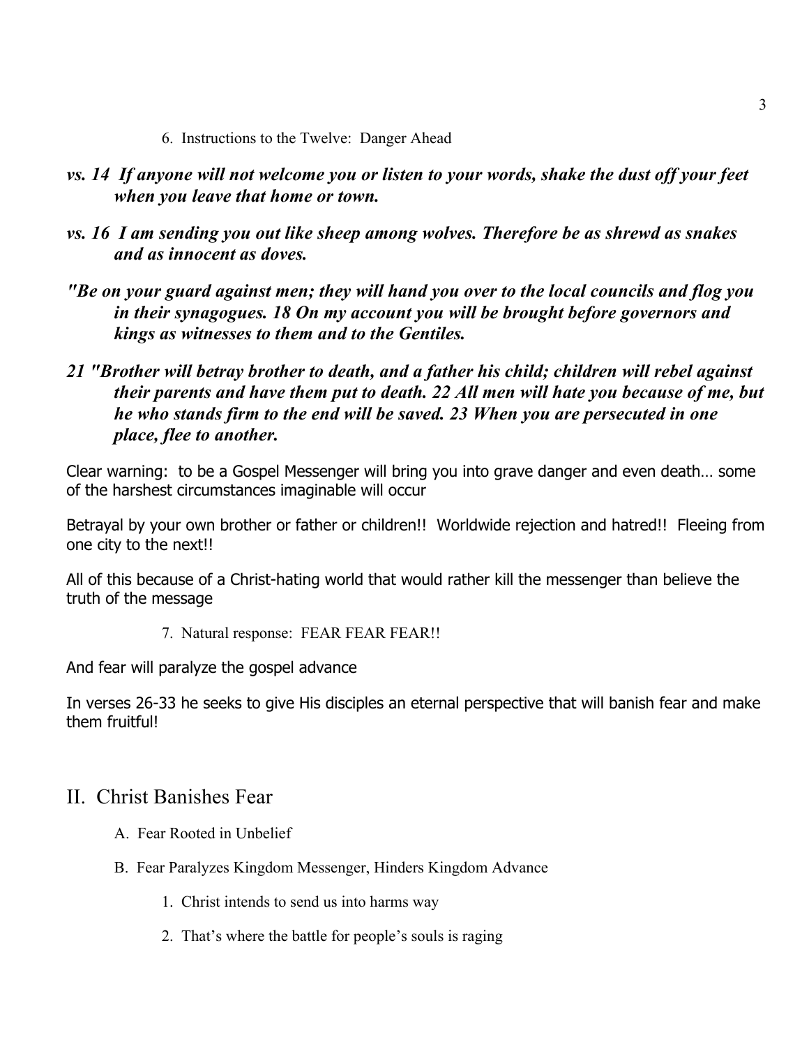6. Instructions to the Twelve: Danger Ahead

***vs. 14 If anyone will not welcome you or listen to your words, shake the dust off your feet when you leave that home or town.***

***vs. 16 I am sending you out like sheep among wolves. Therefore be as shrewd as snakes and as innocent as doves.***

***"Be on your guard against men; they will hand you over to the local councils and flog you in their synagogues. 18 On my account you will be brought before governors and kings as witnesses to them and to the Gentiles.***

***21 "Brother will betray brother to death, and a father his child; children will rebel against their parents and have them put to death. 22 All men will hate you because of me, but he who stands firm to the end will be saved. 23 When you are persecuted in one place, flee to another.***

Clear warning: to be a Gospel Messenger will bring you into grave danger and even death… some of the harshest circumstances imaginable will occur

Betrayal by your own brother or father or children!! Worldwide rejection and hatred!! Fleeing from one city to the next!!

All of this because of a Christ-hating world that would rather kill the messenger than believe the truth of the message

7. Natural response: FEAR FEAR FEAR!!

And fear will paralyze the gospel advance

In verses 26-33 he seeks to give His disciples an eternal perspective that will banish fear and make them fruitful!

## II. Christ Banishes Fear

A. Fear Rooted in Unbelief

B. Fear Paralyzes Kingdom Messenger, Hinders Kingdom Advance

1. Christ intends to send us into harms way

2. That's where the battle for people's souls is raging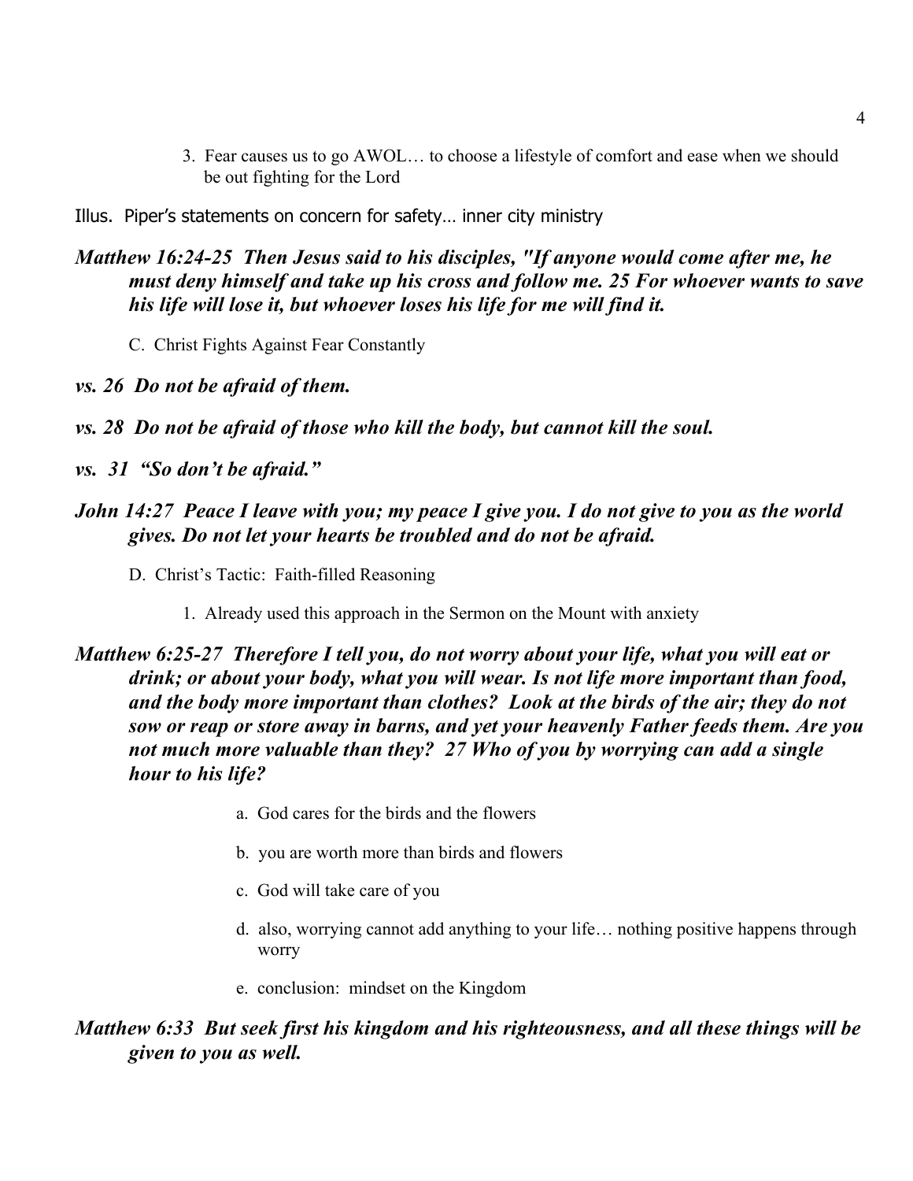3. Fear causes us to go AWOL… to choose a lifestyle of comfort and ease when we should be out fighting for the Lord

Illus. Piper's statements on concern for safety… inner city ministry

***Matthew 16:24-25 Then Jesus said to his disciples, "If anyone would come after me, he must deny himself and take up his cross and follow me. 25 For whoever wants to save his life will lose it, but whoever loses his life for me will find it.***

C. Christ Fights Against Fear Constantly

***vs. 26 Do not be afraid of them.***

***vs. 28 Do not be afraid of those who kill the body, but cannot kill the soul.***

***vs. 31 "So don't be afraid."***

***John 14:27 Peace I leave with you; my peace I give you. I do not give to you as the world gives. Do not let your hearts be troubled and do not be afraid.***

D. Christ's Tactic: Faith-filled Reasoning

1. Already used this approach in the Sermon on the Mount with anxiety

***Matthew 6:25-27 Therefore I tell you, do not worry about your life, what you will eat or drink; or about your body, what you will wear. Is not life more important than food, and the body more important than clothes? Look at the birds of the air; they do not sow or reap or store away in barns, and yet your heavenly Father feeds them. Are you not much more valuable than they? 27 Who of you by worrying can add a single hour to his life?***

a. God cares for the birds and the flowers

b. you are worth more than birds and flowers

c. God will take care of you

d. also, worrying cannot add anything to your life… nothing positive happens through worry

e. conclusion: mindset on the Kingdom

***Matthew 6:33 But seek first his kingdom and his righteousness, and all these things will be given to you as well.***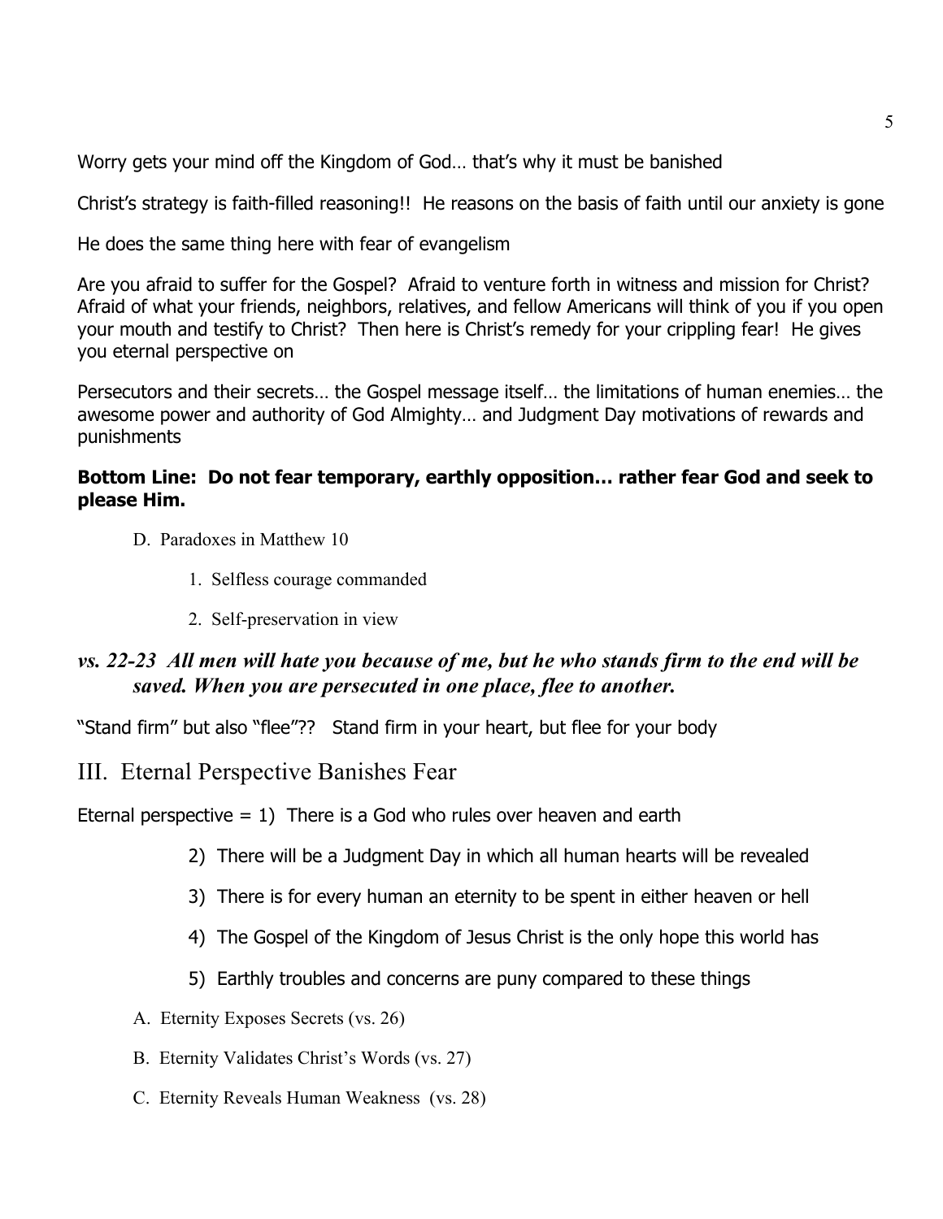Worry gets your mind off the Kingdom of God… that's why it must be banished

Christ's strategy is faith-filled reasoning!! He reasons on the basis of faith until our anxiety is gone

He does the same thing here with fear of evangelism

Are you afraid to suffer for the Gospel? Afraid to venture forth in witness and mission for Christ? Afraid of what your friends, neighbors, relatives, and fellow Americans will think of you if you open your mouth and testify to Christ? Then here is Christ's remedy for your crippling fear! He gives you eternal perspective on

Persecutors and their secrets… the Gospel message itself… the limitations of human enemies… the awesome power and authority of God Almighty… and Judgment Day motivations of rewards and punishments

**Bottom Line: Do not fear temporary, earthly opposition… rather fear God and seek to please Him.**

D. Paradoxes in Matthew 10

1. Selfless courage commanded
2. Self-preservation in view

***vs. 22-23 All men will hate you because of me, but he who stands firm to the end will be saved. When you are persecuted in one place, flee to another.***

"Stand firm" but also "flee"?? Stand firm in your heart, but flee for your body

## III. Eternal Perspective Banishes Fear

Eternal perspective = 1) There is a God who rules over heaven and earth

2) There will be a Judgment Day in which all human hearts will be revealed

3) There is for every human an eternity to be spent in either heaven or hell

4) The Gospel of the Kingdom of Jesus Christ is the only hope this world has

5) Earthly troubles and concerns are puny compared to these things

A. Eternity Exposes Secrets (vs. 26)

B. Eternity Validates Christ's Words (vs. 27)

C. Eternity Reveals Human Weakness (vs. 28)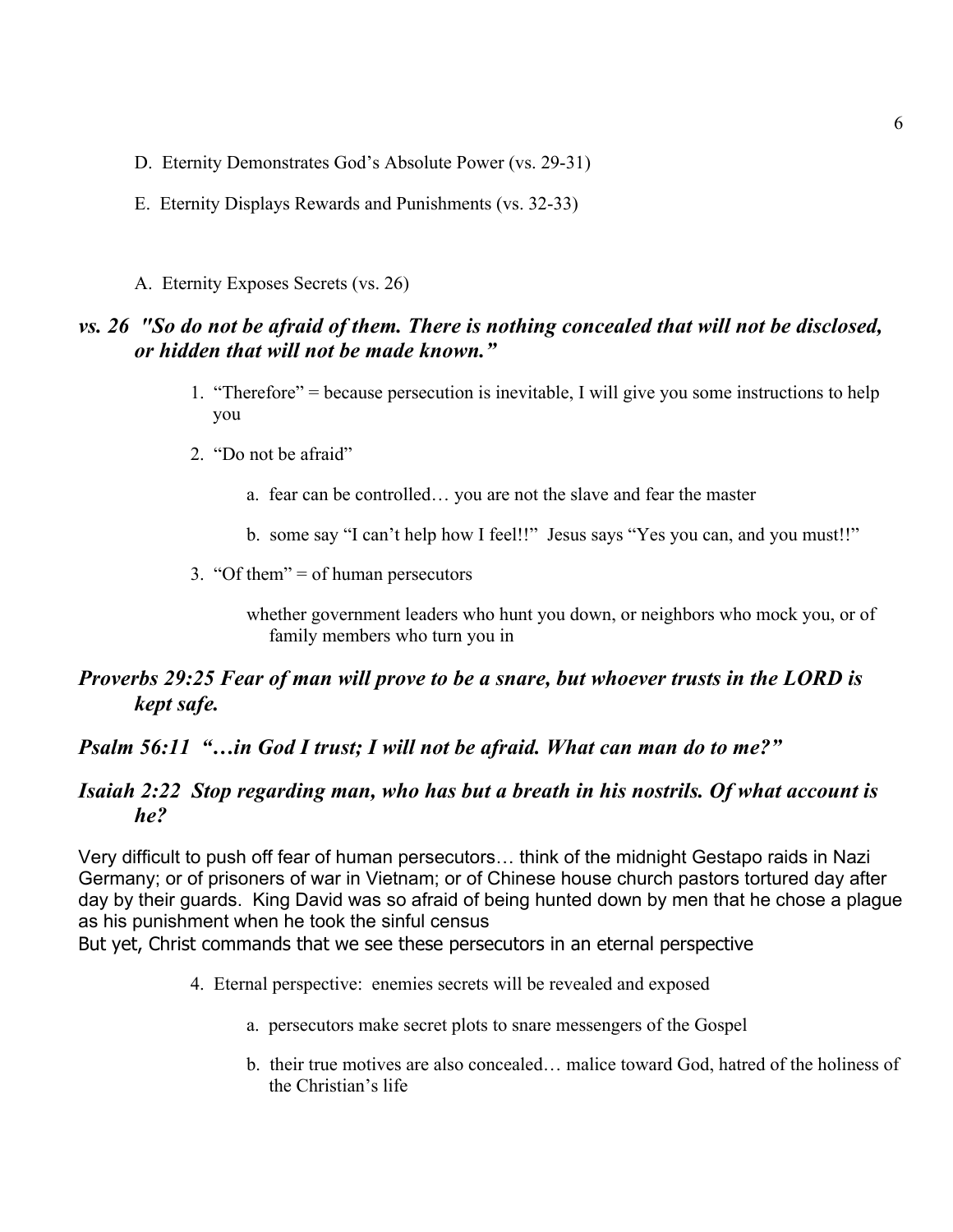D. Eternity Demonstrates God's Absolute Power (vs. 29-31)

E. Eternity Displays Rewards and Punishments (vs. 32-33)

A. Eternity Exposes Secrets (vs. 26)

***vs. 26 "So do not be afraid of them. There is nothing concealed that will not be disclosed, or hidden that will not be made known."***

1. "Therefore" = because persecution is inevitable, I will give you some instructions to help you

2. "Do not be afraid"

   a. fear can be controlled… you are not the slave and fear the master

   b. some say "I can't help how I feel!!" Jesus says "Yes you can, and you must!!"

3. "Of them" = of human persecutors

   whether government leaders who hunt you down, or neighbors who mock you, or of family members who turn you in

***Proverbs 29:25 Fear of man will prove to be a snare, but whoever trusts in the LORD is kept safe.***

***Psalm 56:11 "…in God I trust; I will not be afraid. What can man do to me?"***

***Isaiah 2:22 Stop regarding man, who has but a breath in his nostrils. Of what account is he?***

Very difficult to push off fear of human persecutors… think of the midnight Gestapo raids in Nazi Germany; or of prisoners of war in Vietnam; or of Chinese house church pastors tortured day after day by their guards. King David was so afraid of being hunted down by men that he chose a plague as his punishment when he took the sinful census
But yet, Christ commands that we see these persecutors in an eternal perspective

4. Eternal perspective: enemies secrets will be revealed and exposed

   a. persecutors make secret plots to snare messengers of the Gospel

   b. their true motives are also concealed… malice toward God, hatred of the holiness of the Christian's life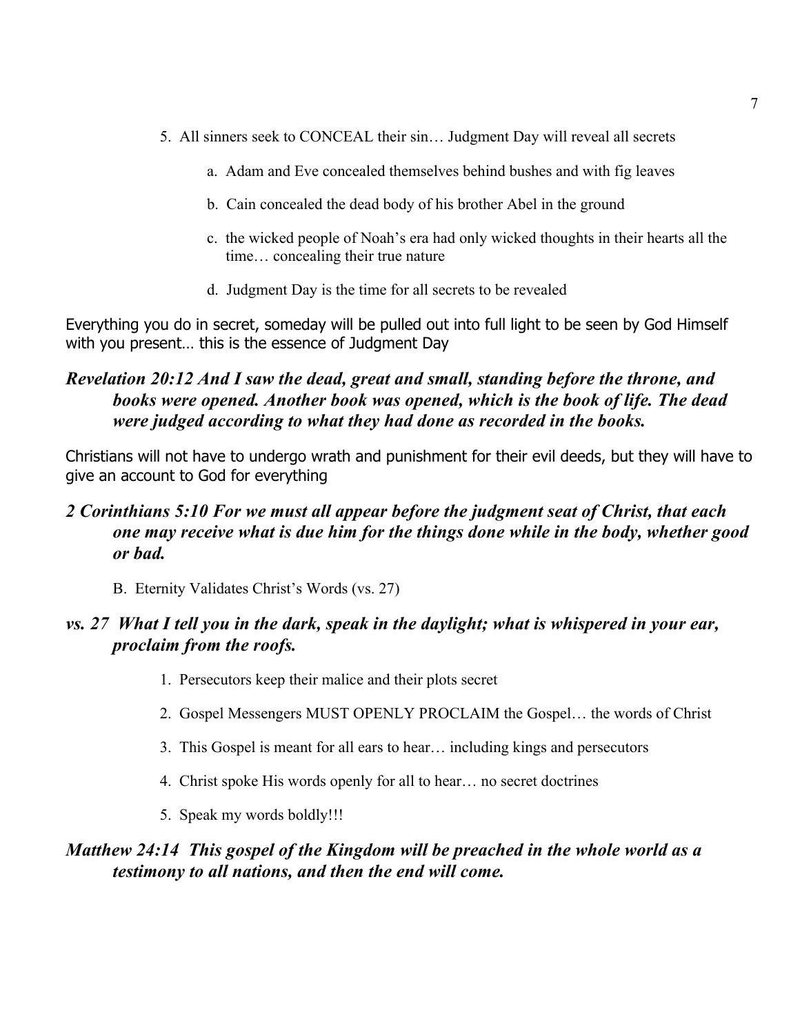5. All sinners seek to CONCEAL their sin… Judgment Day will reveal all secrets

    a. Adam and Eve concealed themselves behind bushes and with fig leaves

    b. Cain concealed the dead body of his brother Abel in the ground

    c. the wicked people of Noah's era had only wicked thoughts in their hearts all the time… concealing their true nature

    d. Judgment Day is the time for all secrets to be revealed

Everything you do in secret, someday will be pulled out into full light to be seen by God Himself with you present… this is the essence of Judgment Day

***Revelation 20:12 And I saw the dead, great and small, standing before the throne, and books were opened. Another book was opened, which is the book of life. The dead were judged according to what they had done as recorded in the books.***

Christians will not have to undergo wrath and punishment for their evil deeds, but they will have to give an account to God for everything

***2 Corinthians 5:10 For we must all appear before the judgment seat of Christ, that each one may receive what is due him for the things done while in the body, whether good or bad.***

B. Eternity Validates Christ's Words (vs. 27)

***vs. 27 What I tell you in the dark, speak in the daylight; what is whispered in your ear, proclaim from the roofs.***

1. Persecutors keep their malice and their plots secret
2. Gospel Messengers MUST OPENLY PROCLAIM the Gospel… the words of Christ
3. This Gospel is meant for all ears to hear… including kings and persecutors
4. Christ spoke His words openly for all to hear… no secret doctrines
5. Speak my words boldly!!!

***Matthew 24:14 This gospel of the Kingdom will be preached in the whole world as a testimony to all nations, and then the end will come.***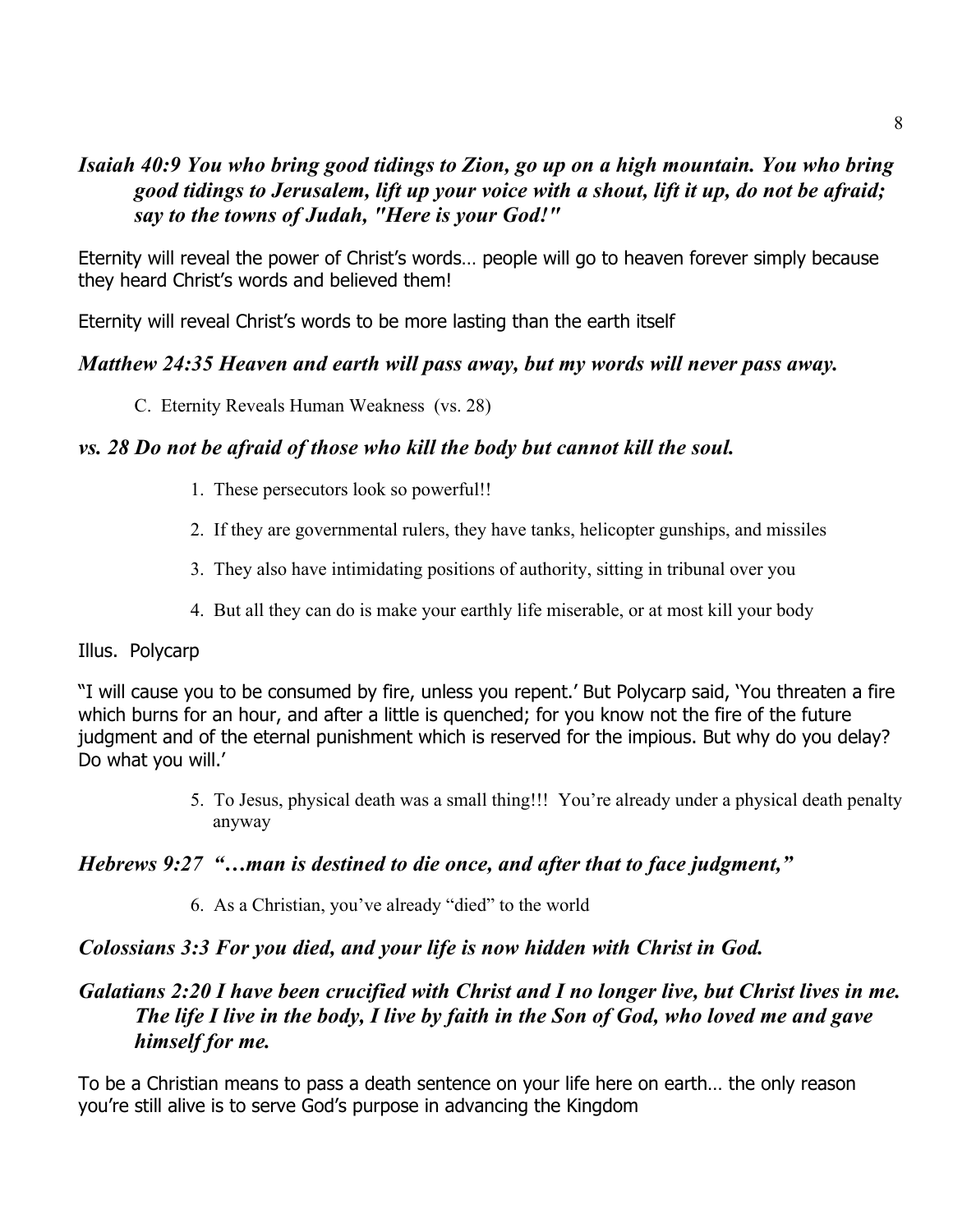***Isaiah 40:9 You who bring good tidings to Zion, go up on a high mountain. You who bring good tidings to Jerusalem, lift up your voice with a shout, lift it up, do not be afraid; say to the towns of Judah, "Here is your God!"***

Eternity will reveal the power of Christ's words… people will go to heaven forever simply because they heard Christ's words and believed them!

Eternity will reveal Christ's words to be more lasting than the earth itself

***Matthew 24:35 Heaven and earth will pass away, but my words will never pass away.***

C. Eternity Reveals Human Weakness (vs. 28)

***vs. 28 Do not be afraid of those who kill the body but cannot kill the soul.***

1. These persecutors look so powerful!!
2. If they are governmental rulers, they have tanks, helicopter gunships, and missiles
3. They also have intimidating positions of authority, sitting in tribunal over you
4. But all they can do is make your earthly life miserable, or at most kill your body

Illus. Polycarp

"I will cause you to be consumed by fire, unless you repent.' But Polycarp said, 'You threaten a fire which burns for an hour, and after a little is quenched; for you know not the fire of the future judgment and of the eternal punishment which is reserved for the impious. But why do you delay? Do what you will.'

5. To Jesus, physical death was a small thing!!! You're already under a physical death penalty anyway

***Hebrews 9:27 "…man is destined to die once, and after that to face judgment,"***

6. As a Christian, you've already "died" to the world

***Colossians 3:3 For you died, and your life is now hidden with Christ in God.***

***Galatians 2:20 I have been crucified with Christ and I no longer live, but Christ lives in me. The life I live in the body, I live by faith in the Son of God, who loved me and gave himself for me.***

To be a Christian means to pass a death sentence on your life here on earth… the only reason you're still alive is to serve God's purpose in advancing the Kingdom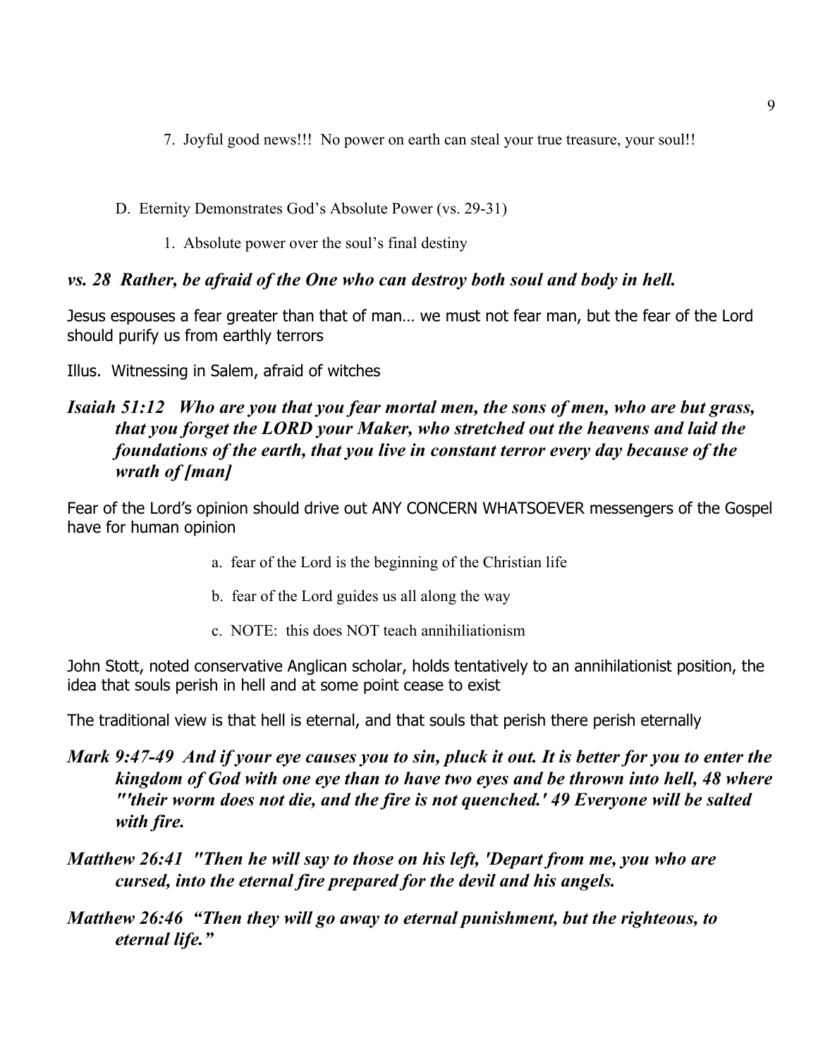7. Joyful good news!!! No power on earth can steal your true treasure, your soul!!

D. Eternity Demonstrates God's Absolute Power (vs. 29-31)

1. Absolute power over the soul's final destiny

***vs. 28 Rather, be afraid of the One who can destroy both soul and body in hell.***

Jesus espouses a fear greater than that of man… we must not fear man, but the fear of the Lord should purify us from earthly terrors

Illus. Witnessing in Salem, afraid of witches

***Isaiah 51:12 Who are you that you fear mortal men, the sons of men, who are but grass, that you forget the LORD your Maker, who stretched out the heavens and laid the foundations of the earth, that you live in constant terror every day because of the wrath of [man]***

Fear of the Lord's opinion should drive out ANY CONCERN WHATSOEVER messengers of the Gospel have for human opinion

a. fear of the Lord is the beginning of the Christian life

b. fear of the Lord guides us all along the way

c. NOTE: this does NOT teach annihiliationism

John Stott, noted conservative Anglican scholar, holds tentatively to an annihilationist position, the idea that souls perish in hell and at some point cease to exist

The traditional view is that hell is eternal, and that souls that perish there perish eternally

***Mark 9:47-49 And if your eye causes you to sin, pluck it out. It is better for you to enter the kingdom of God with one eye than to have two eyes and be thrown into hell, 48 where "'their worm does not die, and the fire is not quenched.' 49 Everyone will be salted with fire.***

***Matthew 26:41 "Then he will say to those on his left, 'Depart from me, you who are cursed, into the eternal fire prepared for the devil and his angels.***

***Matthew 26:46 "Then they will go away to eternal punishment, but the righteous, to eternal life."***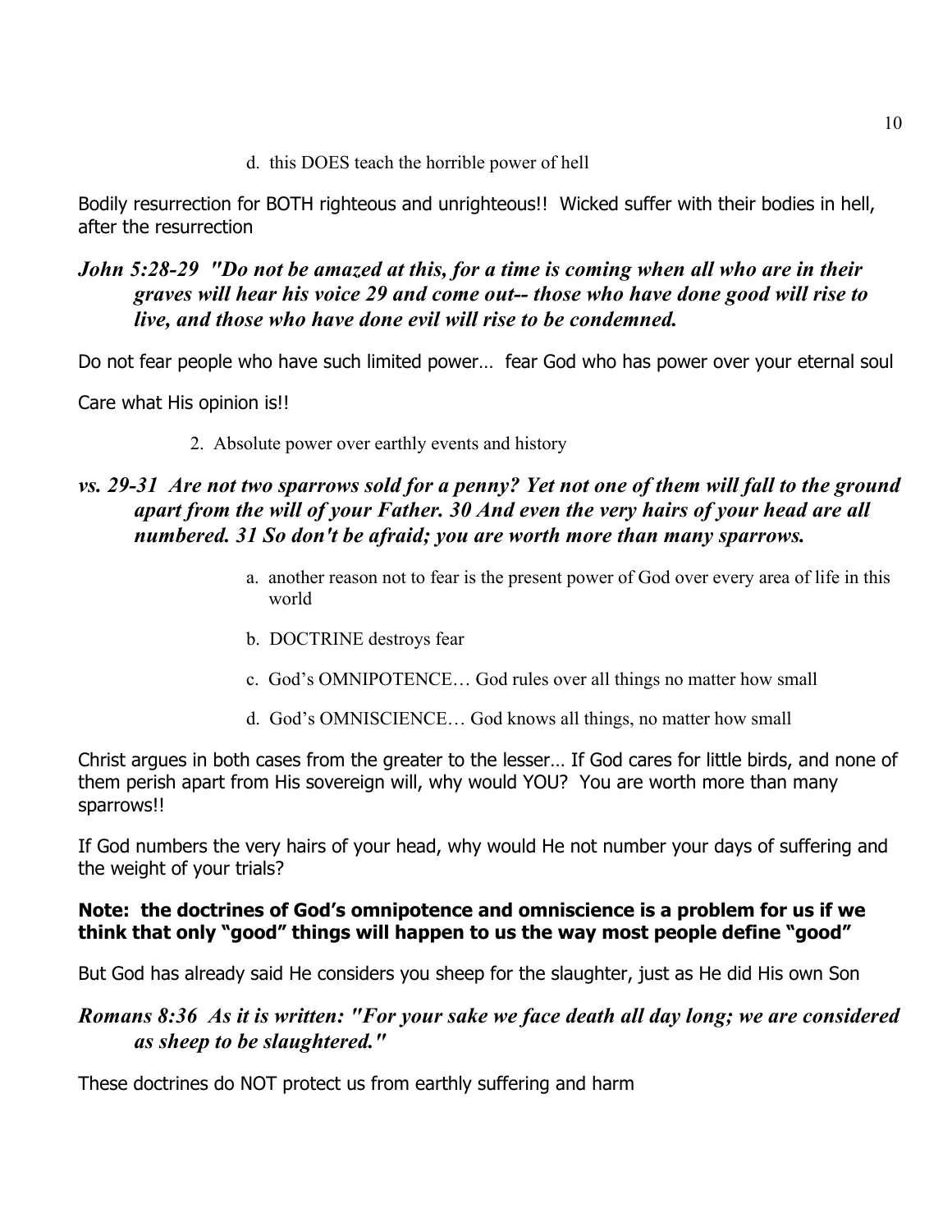d. this DOES teach the horrible power of hell

Bodily resurrection for BOTH righteous and unrighteous!! Wicked suffer with their bodies in hell, after the resurrection

***John 5:28-29 "Do not be amazed at this, for a time is coming when all who are in their graves will hear his voice 29 and come out-- those who have done good will rise to live, and those who have done evil will rise to be condemned.***

Do not fear people who have such limited power… fear God who has power over your eternal soul

Care what His opinion is!!

2. Absolute power over earthly events and history

***vs. 29-31 Are not two sparrows sold for a penny? Yet not one of them will fall to the ground apart from the will of your Father. 30 And even the very hairs of your head are all numbered. 31 So don't be afraid; you are worth more than many sparrows.***

a. another reason not to fear is the present power of God over every area of life in this world

b. DOCTRINE destroys fear

c. God's OMNIPOTENCE… God rules over all things no matter how small

d. God's OMNISCIENCE… God knows all things, no matter how small

Christ argues in both cases from the greater to the lesser… If God cares for little birds, and none of them perish apart from His sovereign will, why would YOU? You are worth more than many sparrows!!

If God numbers the very hairs of your head, why would He not number your days of suffering and the weight of your trials?

**Note: the doctrines of God's omnipotence and omniscience is a problem for us if we think that only "good" things will happen to us the way most people define "good"**

But God has already said He considers you sheep for the slaughter, just as He did His own Son

***Romans 8:36 As it is written: "For your sake we face death all day long; we are considered as sheep to be slaughtered."***

These doctrines do NOT protect us from earthly suffering and harm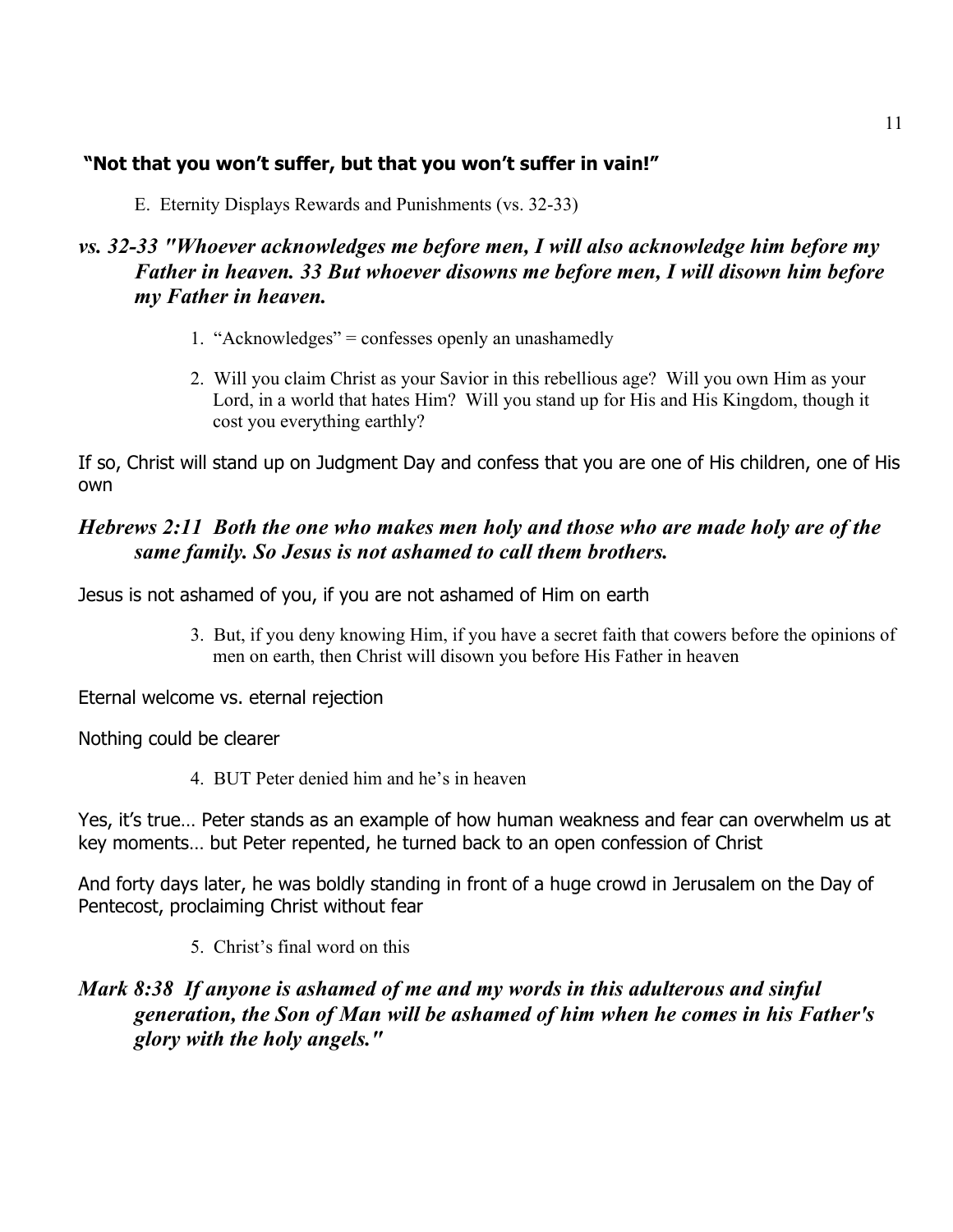**"Not that you won't suffer, but that you won't suffer in vain!"**

E. Eternity Displays Rewards and Punishments (vs. 32-33)

***vs. 32-33 "Whoever acknowledges me before men, I will also acknowledge him before my Father in heaven. 33 But whoever disowns me before men, I will disown him before my Father in heaven.***

1. "Acknowledges" = confesses openly an unashamedly

2. Will you claim Christ as your Savior in this rebellious age? Will you own Him as your Lord, in a world that hates Him? Will you stand up for His and His Kingdom, though it cost you everything earthly?

If so, Christ will stand up on Judgment Day and confess that you are one of His children, one of His own

***Hebrews 2:11 Both the one who makes men holy and those who are made holy are of the same family. So Jesus is not ashamed to call them brothers.***

Jesus is not ashamed of you, if you are not ashamed of Him on earth

3. But, if you deny knowing Him, if you have a secret faith that cowers before the opinions of men on earth, then Christ will disown you before His Father in heaven

Eternal welcome vs. eternal rejection

Nothing could be clearer

4. BUT Peter denied him and he's in heaven

Yes, it's true… Peter stands as an example of how human weakness and fear can overwhelm us at key moments… but Peter repented, he turned back to an open confession of Christ

And forty days later, he was boldly standing in front of a huge crowd in Jerusalem on the Day of Pentecost, proclaiming Christ without fear

5. Christ's final word on this

***Mark 8:38 If anyone is ashamed of me and my words in this adulterous and sinful generation, the Son of Man will be ashamed of him when he comes in his Father's glory with the holy angels."***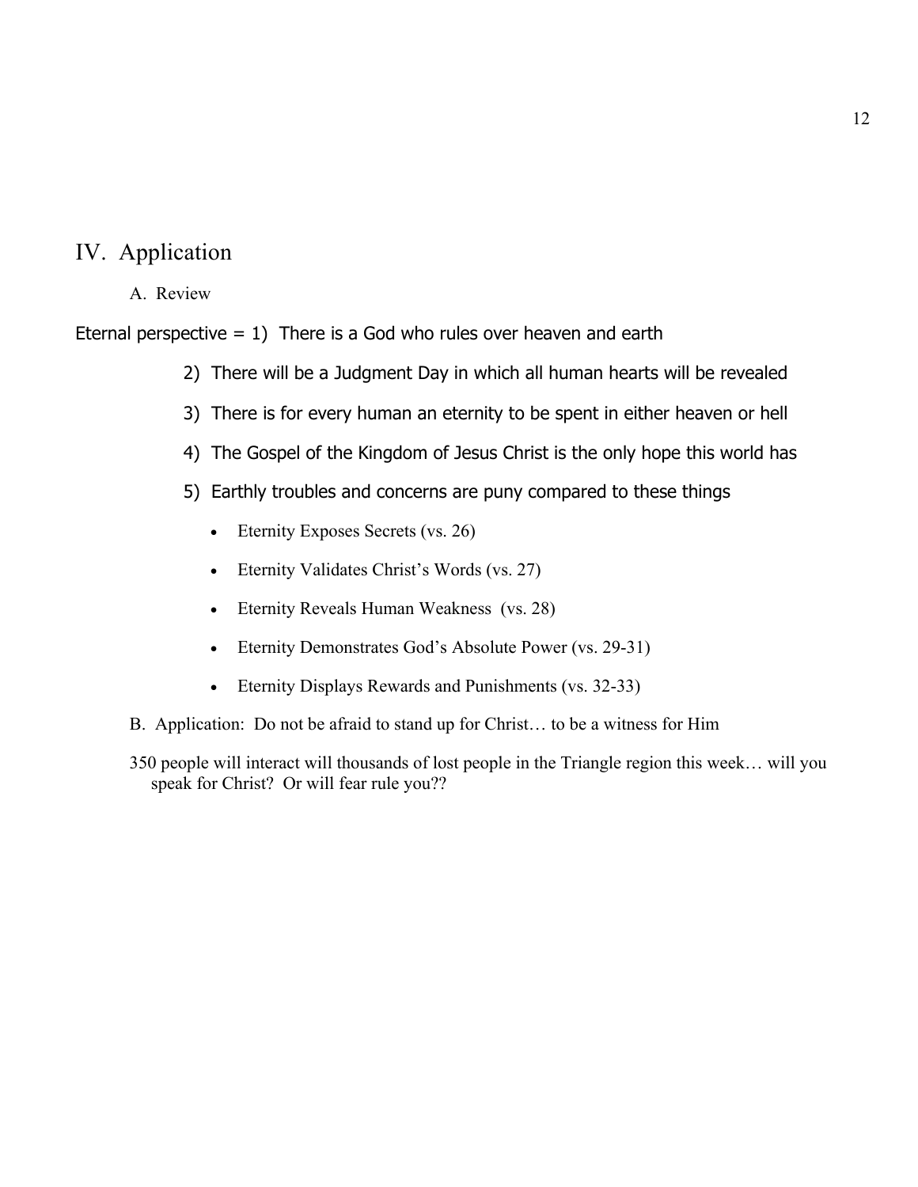## IV. Application

### A. Review

Eternal perspective = 1) There is a God who rules over heaven and earth

2) There will be a Judgment Day in which all human hearts will be revealed

3) There is for every human an eternity to be spent in either heaven or hell

4) The Gospel of the Kingdom of Jesus Christ is the only hope this world has

5) Earthly troubles and concerns are puny compared to these things

- Eternity Exposes Secrets (vs. 26)
- Eternity Validates Christ's Words (vs. 27)
- Eternity Reveals Human Weakness (vs. 28)
- Eternity Demonstrates God's Absolute Power (vs. 29-31)
- Eternity Displays Rewards and Punishments (vs. 32-33)

### B. Application: Do not be afraid to stand up for Christ… to be a witness for Him

350 people will interact will thousands of lost people in the Triangle region this week… will you speak for Christ? Or will fear rule you??